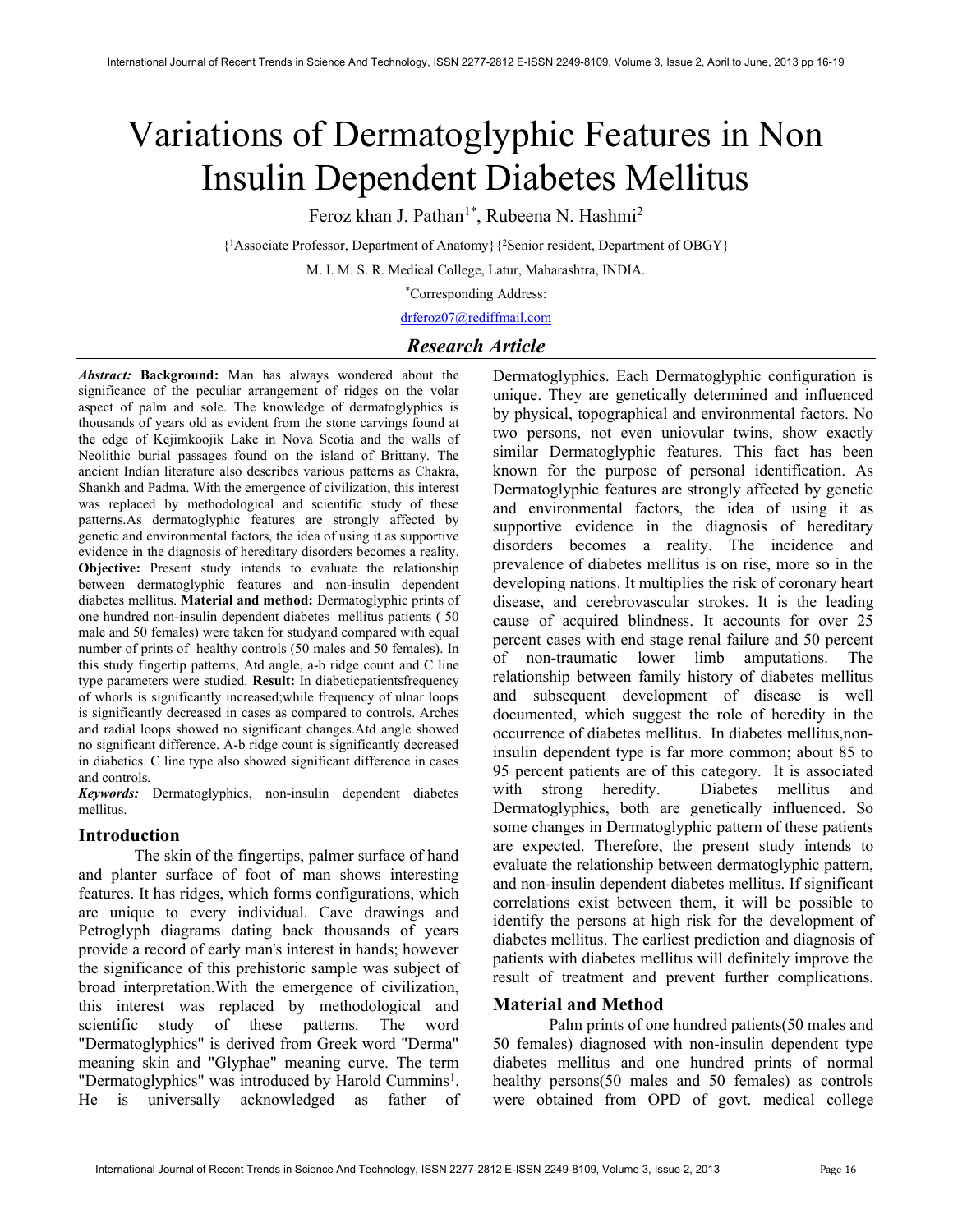# Variations of Dermatoglyphic Features in Non Insulin Dependent Diabetes Mellitus

Feroz khan J. Pathan[1*], Rubeena N. Hashmi[2]

{[1]Associate Professor, Department of Anatomy} {[2]Senior resident, Department of OBGY}

M. I. M. S. R. Medical College, Latur, Maharashtra, INDIA.

*Corresponding Address:

drferoz07@rediffmail.com

## Research Article

***Abstract:*** **Background:** Man has always wondered about the significance of the peculiar arrangement of ridges on the volar aspect of palm and sole. The knowledge of dermatoglyphics is thousands of years old as evident from the stone carvings found at the edge of Kejimkoojik Lake in Nova Scotia and the walls of Neolithic burial passages found on the island of Brittany. The ancient Indian literature also describes various patterns as Chakra, Shankh and Padma. With the emergence of civilization, this interest was replaced by methodological and scientific study of these patterns.As dermatoglyphic features are strongly affected by genetic and environmental factors, the idea of using it as supportive evidence in the diagnosis of hereditary disorders becomes a reality. **Objective:** Present study intends to evaluate the relationship between dermatoglyphic features and non-insulin dependent diabetes mellitus. **Material and method:** Dermatoglyphic prints of one hundred non-insulin dependent diabetes mellitus patients ( 50 male and 50 females) were taken for studyand compared with equal number of prints of healthy controls (50 males and 50 females). In this study fingertip patterns, Atd angle, a-b ridge count and C line type parameters were studied. **Result:** In diabeticpatientsfrequency of whorls is significantly increased;while frequency of ulnar loops is significantly decreased in cases as compared to controls. Arches and radial loops showed no significant changes.Atd angle showed no significant difference. A-b ridge count is significantly decreased in diabetics. C line type also showed significant difference in cases and controls.

***Keywords:*** Dermatoglyphics, non-insulin dependent diabetes mellitus.

## Introduction

The skin of the fingertips, palmer surface of hand and planter surface of foot of man shows interesting features. It has ridges, which forms configurations, which are unique to every individual. Cave drawings and Petroglyph diagrams dating back thousands of years provide a record of early man's interest in hands; however the significance of this prehistoric sample was subject of broad interpretation.With the emergence of civilization, this interest was replaced by methodological and scientific study of these patterns. The word "Dermatoglyphics" is derived from Greek word "Derma" meaning skin and "Glyphae" meaning curve. The term "Dermatoglyphics" was introduced by Harold Cummins[1]. He is universally acknowledged as father of Dermatoglyphics. Each Dermatoglyphic configuration is unique. They are genetically determined and influenced by physical, topographical and environmental factors. No two persons, not even uniovular twins, show exactly similar Dermatoglyphic features. This fact has been known for the purpose of personal identification. As Dermatoglyphic features are strongly affected by genetic and environmental factors, the idea of using it as supportive evidence in the diagnosis of hereditary disorders becomes a reality. The incidence and prevalence of diabetes mellitus is on rise, more so in the developing nations. It multiplies the risk of coronary heart disease, and cerebrovascular strokes. It is the leading cause of acquired blindness. It accounts for over 25 percent cases with end stage renal failure and 50 percent of non-traumatic lower limb amputations. The relationship between family history of diabetes mellitus and subsequent development of disease is well documented, which suggest the role of heredity in the occurrence of diabetes mellitus. In diabetes mellitus,non-insulin dependent type is far more common; about 85 to 95 percent patients are of this category. It is associated with strong heredity. Diabetes mellitus and Dermatoglyphics, both are genetically influenced. So some changes in Dermatoglyphic pattern of these patients are expected. Therefore, the present study intends to evaluate the relationship between dermatoglyphic pattern, and non-insulin dependent diabetes mellitus. If significant correlations exist between them, it will be possible to identify the persons at high risk for the development of diabetes mellitus. The earliest prediction and diagnosis of patients with diabetes mellitus will definitely improve the result of treatment and prevent further complications.

## Material and Method

Palm prints of one hundred patients(50 males and 50 females) diagnosed with non-insulin dependent type diabetes mellitus and one hundred prints of normal healthy persons(50 males and 50 females) as controls were obtained from OPD of govt. medical college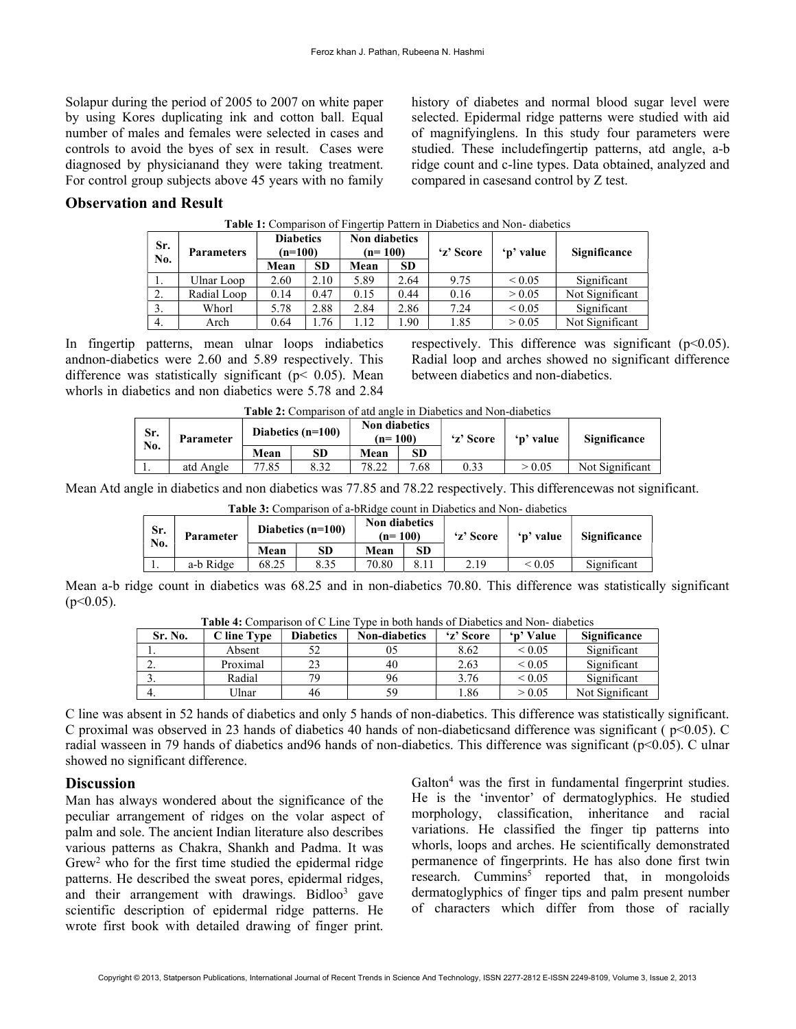Solapur during the period of 2005 to 2007 on white paper by using Kores duplicating ink and cotton ball. Equal number of males and females were selected in cases and controls to avoid the byes of sex in result. Cases were diagnosed by physicianand they were taking treatment. For control group subjects above 45 years with no family history of diabetes and normal blood sugar level were selected. Epidermal ridge patterns were studied with aid of magnifyinglens. In this study four parameters were studied. These includefingertip patterns, atd angle, a-b ridge count and c-line types. Data obtained, analyzed and compared in casesand control by Z test.

## Observation and Result

**Table 1:** Comparison of Fingertip Pattern in Diabetics and Non- diabetics

| Sr. No. | Parameters | Diabetics (n=100) | | Non diabetics (n= 100) | | 'z' Score | 'p' value | Significance |
|---|---|---|---|---|---|---|---|---|
| | | Mean | SD | Mean | SD | | | |
| 1. | Ulnar Loop | 2.60 | 2.10 | 5.89 | 2.64 | 9.75 | < 0.05 | Significant |
| 2. | Radial Loop | 0.14 | 0.47 | 0.15 | 0.44 | 0.16 | > 0.05 | Not Significant |
| 3. | Whorl | 5.78 | 2.88 | 2.84 | 2.86 | 7.24 | < 0.05 | Significant |
| 4. | Arch | 0.64 | 1.76 | 1.12 | 1.90 | 1.85 | > 0.05 | Not Significant |

In fingertip patterns, mean ulnar loops indiabetics andnon-diabetics were 2.60 and 5.89 respectively. This difference was statistically significant ($p < 0.05$). Mean whorls in diabetics and non diabetics were 5.78 and 2.84 respectively. This difference was significant ($p<0.05$). Radial loop and arches showed no significant difference between diabetics and non-diabetics.

**Table 2:** Comparison of atd angle in Diabetics and Non-diabetics

| Sr. No. | Parameter | Diabetics (n=100) | | Non diabetics (n= 100) | | 'z' Score | 'p' value | Significance |
|---|---|---|---|---|---|---|---|---|
| | | Mean | SD | Mean | SD | | | |
| 1. | atd Angle | 77.85 | 8.32 | 78.22 | 7.68 | 0.33 | > 0.05 | Not Significant |

Mean Atd angle in diabetics and non diabetics was 77.85 and 78.22 respectively. This differencewas not significant.

**Table 3:** Comparison of a-bRidge count in Diabetics and Non- diabetics

| Sr. No. | Parameter | Diabetics (n=100) | | Non diabetics (n= 100) | | 'z' Score | 'p' value | Significance |
|---|---|---|---|---|---|---|---|---|
| | | Mean | SD | Mean | SD | | | |
| 1. | a-b Ridge | 68.25 | 8.35 | 70.80 | 8.11 | 2.19 | < 0.05 | Significant |

Mean a-b ridge count in diabetics was 68.25 and in non-diabetics 70.80. This difference was statistically significant ($p<0.05$).

**Table 4:** Comparison of C Line Type in both hands of Diabetics and Non- diabetics

| Sr. No. | C line Type | Diabetics | Non-diabetics | 'z' Score | 'p' Value | Significance |
|---|---|---|---|---|---|---|
| 1. | Absent | 52 | 05 | 8.62 | < 0.05 | Significant |
| 2. | Proximal | 23 | 40 | 2.63 | < 0.05 | Significant |
| 3. | Radial | 79 | 96 | 3.76 | < 0.05 | Significant |
| 4. | Ulnar | 46 | 59 | 1.86 | > 0.05 | Not Significant |

C line was absent in 52 hands of diabetics and only 5 hands of non-diabetics. This difference was statistically significant. C proximal was observed in 23 hands of diabetics 40 hands of non-diabeticsand difference was significant ( $p<0.05$). C radial wasseen in 79 hands of diabetics and96 hands of non-diabetics. This difference was significant ($p<0.05$). C ulnar showed no significant difference.

## Discussion

Man has always wondered about the significance of the peculiar arrangement of ridges on the volar aspect of palm and sole. The ancient Indian literature also describes various patterns as Chakra, Shankh and Padma. It was Grew[2] who for the first time studied the epidermal ridge patterns. He described the sweat pores, epidermal ridges, and their arrangement with drawings. Bidloo[3] gave scientific description of epidermal ridge patterns. He wrote first book with detailed drawing of finger print. Galton[4] was the first in fundamental fingerprint studies. He is the 'inventor' of dermatoglyphics. He studied morphology, classification, inheritance and racial variations. He classified the finger tip patterns into whorls, loops and arches. He scientifically demonstrated permanence of fingerprints. He has also done first twin research. Cummins[5] reported that, in mongoloids dermatoglyphics of finger tips and palm present number of characters which differ from those of racially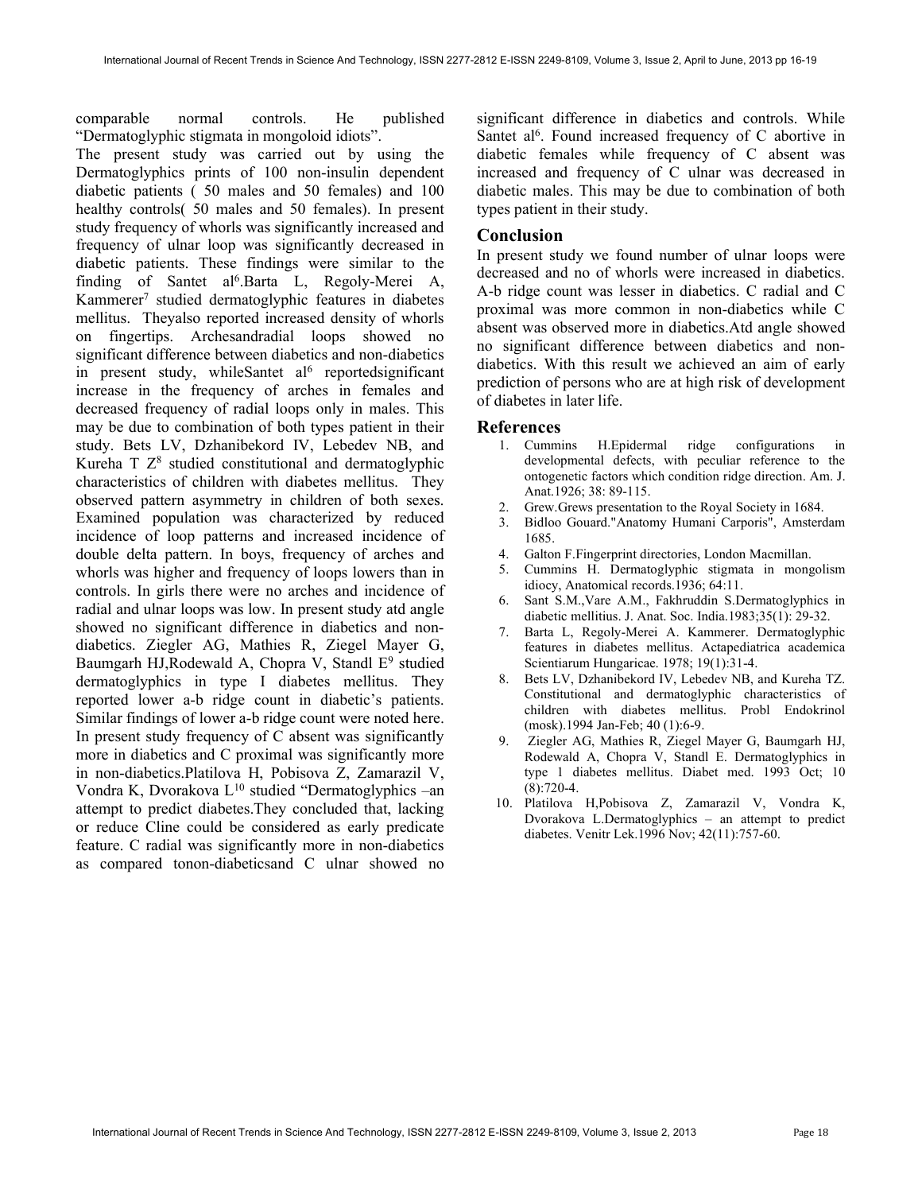comparable normal controls. He published "Dermatoglyphic stigmata in mongoloid idiots".

The present study was carried out by using the Dermatoglyphics prints of 100 non-insulin dependent diabetic patients ( 50 males and 50 females) and 100 healthy controls( 50 males and 50 females). In present study frequency of whorls was significantly increased and frequency of ulnar loop was significantly decreased in diabetic patients. These findings were similar to the finding of Santet al[6].Barta L, Regoly-Merei A, Kammerer[7] studied dermatoglyphic features in diabetes mellitus. Theyalso reported increased density of whorls on fingertips. Archesandradial loops showed no significant difference between diabetics and non-diabetics in present study, whileSantet al[6] reportedsignificant increase in the frequency of arches in females and decreased frequency of radial loops only in males. This may be due to combination of both types patient in their study. Bets LV, Dzhanibekord IV, Lebedev NB, and Kureha T Z[8] studied constitutional and dermatoglyphic characteristics of children with diabetes mellitus. They observed pattern asymmetry in children of both sexes. Examined population was characterized by reduced incidence of loop patterns and increased incidence of double delta pattern. In boys, frequency of arches and whorls was higher and frequency of loops lowers than in controls. In girls there were no arches and incidence of radial and ulnar loops was low. In present study atd angle showed no significant difference in diabetics and non-diabetics. Ziegler AG, Mathies R, Ziegel Mayer G, Baumgarh HJ,Rodewald A, Chopra V, Standl E[9] studied dermatoglyphics in type I diabetes mellitus. They reported lower a-b ridge count in diabetic's patients. Similar findings of lower a-b ridge count were noted here. In present study frequency of C absent was significantly more in diabetics and C proximal was significantly more in non-diabetics.Platilova H, Pobisova Z, Zamarazil V, Vondra K, Dvorakova L[10] studied "Dermatoglyphics –an attempt to predict diabetes.They concluded that, lacking or reduce Cline could be considered as early predicate feature. C radial was significantly more in non-diabetics as compared tonon-diabeticsand C ulnar showed no significant difference in diabetics and controls. While Santet al[6]. Found increased frequency of C abortive in diabetic females while frequency of C absent was increased and frequency of C ulnar was decreased in diabetic males. This may be due to combination of both types patient in their study.

## Conclusion

In present study we found number of ulnar loops were decreased and no of whorls were increased in diabetics. A-b ridge count was lesser in diabetics. C radial and C proximal was more common in non-diabetics while C absent was observed more in diabetics.Atd angle showed no significant difference between diabetics and non-diabetics. With this result we achieved an aim of early prediction of persons who are at high risk of development of diabetes in later life.

## References

1. Cummins H.Epidermal ridge configurations in developmental defects, with peculiar reference to the ontogenetic factors which condition ridge direction. Am. J. Anat.1926; 38: 89-115.
2. Grew.Grews presentation to the Royal Society in 1684.
3. Bidloo Gouard."Anatomy Humani Carporis", Amsterdam 1685.
4. Galton F.Fingerprint directories, London Macmillan.
5. Cummins H. Dermatoglyphic stigmata in mongolism idiocy, Anatomical records.1936; 64:11.
6. Sant S.M.,Vare A.M., Fakhruddin S.Dermatoglyphics in diabetic mellitius. J. Anat. Soc. India.1983;35(1): 29-32.
7. Barta L, Regoly-Merei A. Kammerer. Dermatoglyphic features in diabetes mellitus. Actapediatrica academica Scientiarum Hungaricae. 1978; 19(1):31-4.
8. Bets LV, Dzhanibekord IV, Lebedev NB, and Kureha TZ. Constitutional and dermatoglyphic characteristics of children with diabetes mellitus. Probl Endokrinol (mosk).1994 Jan-Feb; 40 (1):6-9.
9. Ziegler AG, Mathies R, Ziegel Mayer G, Baumgarh HJ, Rodewald A, Chopra V, Standl E. Dermatoglyphics in type 1 diabetes mellitus. Diabet med. 1993 Oct; 10 (8):720-4.
10. Platilova H,Pobisova Z, Zamarazil V, Vondra K, Dvorakova L.Dermatoglyphics – an attempt to predict diabetes. Venitr Lek.1996 Nov; 42(11):757-60.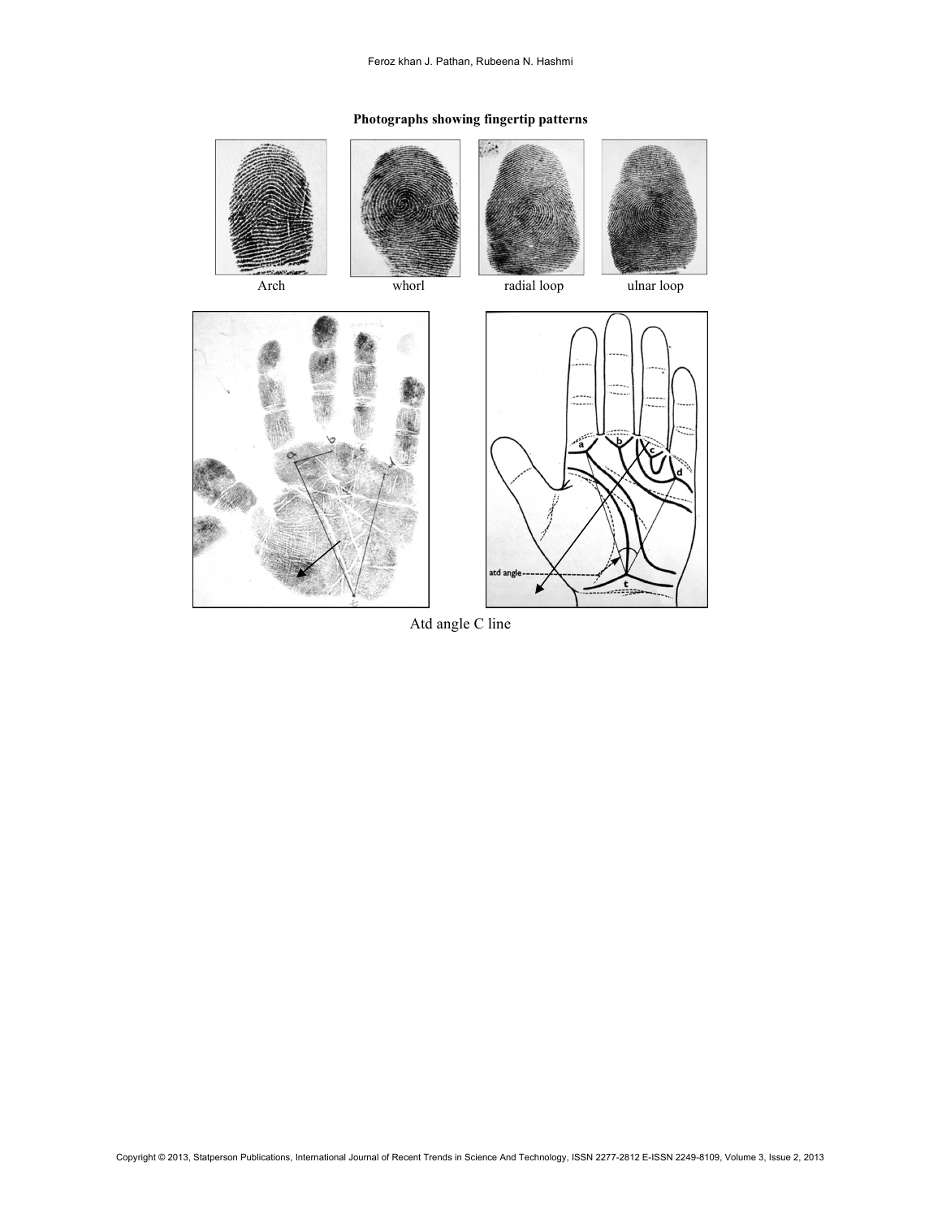**Photographs showing fingertip patterns**

Arch

whorl

radial loop

ulnar loop

Atd angle C line